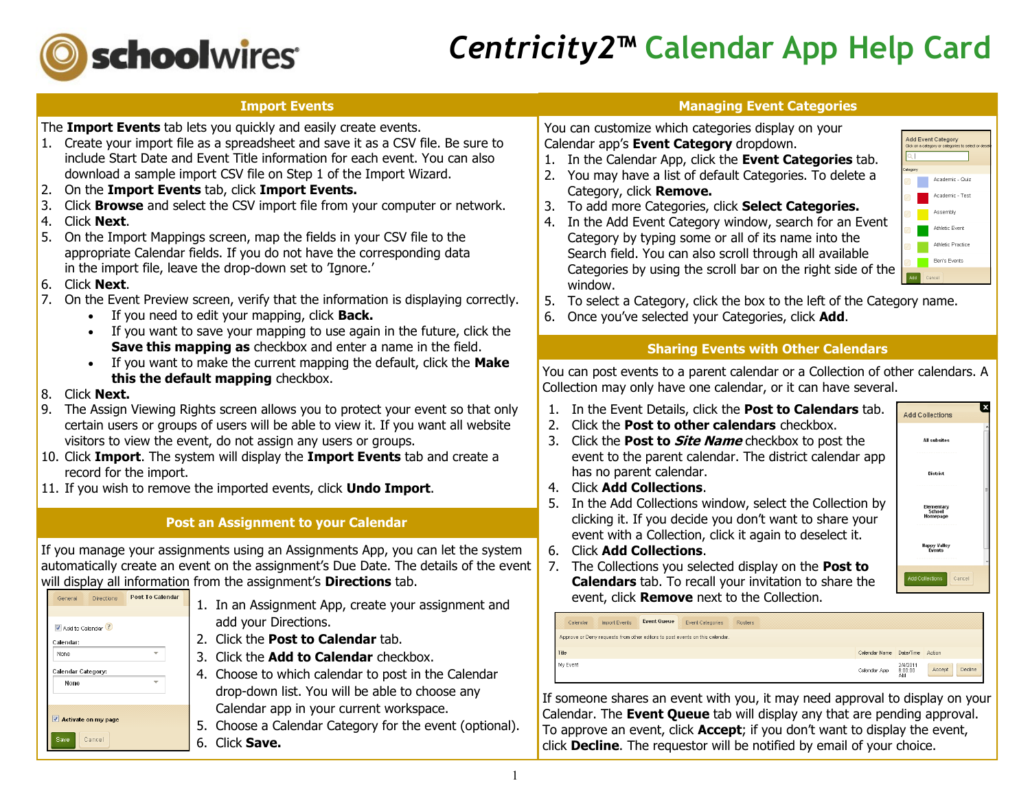# Centricity2™ Calendar App Help Card

## Import Events

The **Import Events** tab lets you quickly and easily create events.

1. Create your import file as a spreadsheet and save it as a CSV file. Be sure to include Start Date and Event Title information for each event. You can also download a sample import CSV file on Step 1 of the Import Wizard.
2. On the **Import Events** tab, click **Import Events.**
3. Click **Browse** and select the CSV import file from your computer or network.
4. Click **Next**.
5. On the Import Mappings screen, map the fields in your CSV file to the appropriate Calendar fields. If you do not have the corresponding data in the import file, leave the drop-down set to 'Ignore.'
6. Click **Next**.
7. On the Event Preview screen, verify that the information is displaying correctly.
   - If you need to edit your mapping, click **Back.**
   - If you want to save your mapping to use again in the future, click the **Save this mapping as** checkbox and enter a name in the field.
   - If you want to make the current mapping the default, click the **Make this the default mapping** checkbox.
8. Click **Next.**
9. The Assign Viewing Rights screen allows you to protect your event so that only certain users or groups of users will be able to view it. If you want all website visitors to view the event, do not assign any users or groups.
10. Click **Import**. The system will display the **Import Events** tab and create a record for the import.
11. If you wish to remove the imported events, click **Undo Import**.

## Post an Assignment to your Calendar

If you manage your assignments using an Assignments App, you can let the system automatically create an event on the assignment's Due Date. The details of the event will display all information from the assignment's **Directions** tab.

1. In an Assignment App, create your assignment and add your Directions.
2. Click the **Post to Calendar** tab.
3. Click the **Add to Calendar** checkbox.
4. Choose to which calendar to post in the Calendar drop-down list. You will be able to choose any Calendar app in your current workspace.
5. Choose a Calendar Category for the event (optional).
6. Click **Save.**

## Managing Event Categories

You can customize which categories display on your Calendar app's **Event Category** dropdown.

1. In the Calendar App, click the **Event Categories** tab.
2. You may have a list of default Categories. To delete a Category, click **Remove.**
3. To add more Categories, click **Select Categories.**
4. In the Add Event Category window, search for an Event Category by typing some or all of its name into the Search field. You can also scroll through all available Categories by using the scroll bar on the right side of the window.
5. To select a Category, click the box to the left of the Category name.
6. Once you've selected your Categories, click **Add**.

## Sharing Events with Other Calendars

You can post events to a parent calendar or a Collection of other calendars. A Collection may only have one calendar, or it can have several.

1. In the Event Details, click the **Post to Calendars** tab.
2. Click the **Post to other calendars** checkbox.
3. Click the **Post to *Site Name*** checkbox to post the event to the parent calendar. The district calendar app has no parent calendar.
4. Click **Add Collections**.
5. In the Add Collections window, select the Collection by clicking it. If you decide you don't want to share your event with a Collection, click it again to deselect it.
6. Click **Add Collections**.
7. The Collections you selected display on the **Post to Calendars** tab. To recall your invitation to share the event, click **Remove** next to the Collection.

If someone shares an event with you, it may need approval to display on your Calendar. The **Event Queue** tab will display any events that are pending approval. To approve an event, click **Accept**; if you don't want to display the event, click **Decline**. The requestor will be notified by email of your choice.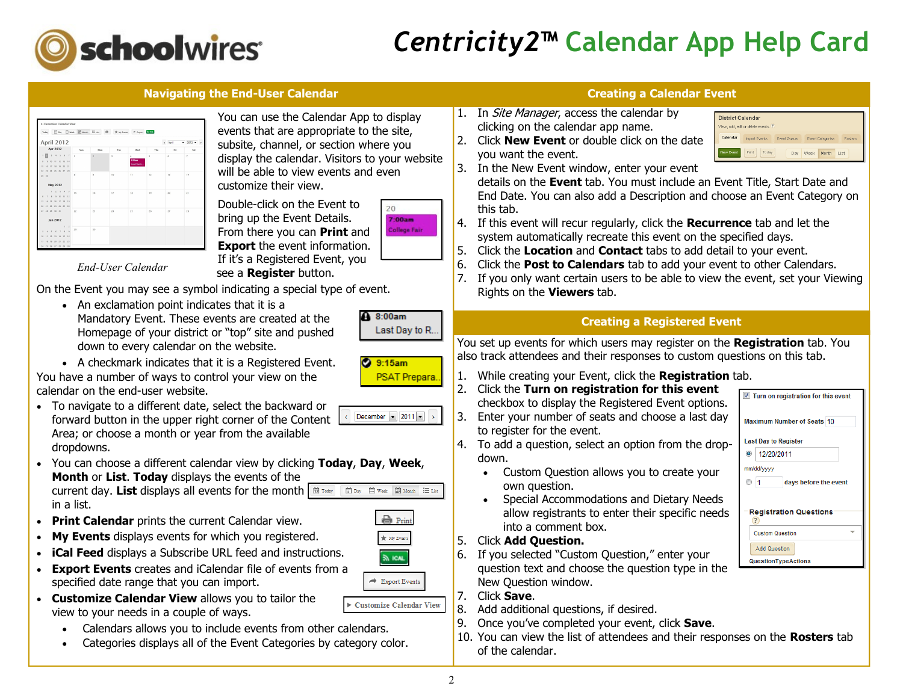# Centricity2™ Calendar App Help Card

## Navigating the End-User Calendar

You can use the Calendar App to display events that are appropriate to the site, subsite, channel, or section where you display the calendar. Visitors to your website will be able to view events and even customize their view.

*End-User Calendar*

Double-click on the Event to bring up the Event Details. From there you can **Print** and **Export** the event information. If it's a Registered Event, you see a **Register** button.

On the Event you may see a symbol indicating a special type of event.

- An exclamation point indicates that it is a Mandatory Event. These events are created at the Homepage of your district or "top" site and pushed down to every calendar on the website.
- A checkmark indicates that it is a Registered Event.

You have a number of ways to control your view on the calendar on the end-user website.

- To navigate to a different date, select the backward or forward button in the upper right corner of the Content Area; or choose a month or year from the available dropdowns.
- You can choose a different calendar view by clicking **Today**, **Day**, **Week**, **Month** or **List**. **Today** displays the events of the current day. **List** displays all events for the month in a list.
- **Print Calendar** prints the current Calendar view.
- **My Events** displays events for which you registered.
- **iCal Feed** displays a Subscribe URL feed and instructions.
- **Export Events** creates and iCalendar file of events from a specified date range that you can import.
- **Customize Calendar View** allows you to tailor the view to your needs in a couple of ways.
  - Calendars allows you to include events from other calendars.
  - Categories displays all of the Event Categories by category color.

## Creating a Calendar Event

1. In *Site Manager*, access the calendar by clicking on the calendar app name.
2. Click **New Event** or double click on the date you want the event.
3. In the New Event window, enter your event details on the **Event** tab. You must include an Event Title, Start Date and End Date. You can also add a Description and choose an Event Category on this tab.
4. If this event will recur regularly, click the **Recurrence** tab and let the system automatically recreate this event on the specified days.
5. Click the **Location** and **Contact** tabs to add detail to your event.
6. Click the **Post to Calendars** tab to add your event to other Calendars.
7. If you only want certain users to be able to view the event, set your Viewing Rights on the **Viewers** tab.

## Creating a Registered Event

You set up events for which users may register on the **Registration** tab. You also track attendees and their responses to custom questions on this tab.

1. While creating your Event, click the **Registration** tab.
2. Click the **Turn on registration for this event** checkbox to display the Registered Event options.
3. Enter your number of seats and choose a last day to register for the event.
4. To add a question, select an option from the drop-down.
   - Custom Question allows you to create your own question.
   - Special Accommodations and Dietary Needs allow registrants to enter their specific needs into a comment box.
5. Click **Add Question.**
6. If you selected "Custom Question," enter your question text and choose the question type in the New Question window.
7. Click **Save**.
8. Add additional questions, if desired.
9. Once you've completed your event, click **Save**.
10. You can view the list of attendees and their responses on the **Rosters** tab of the calendar.